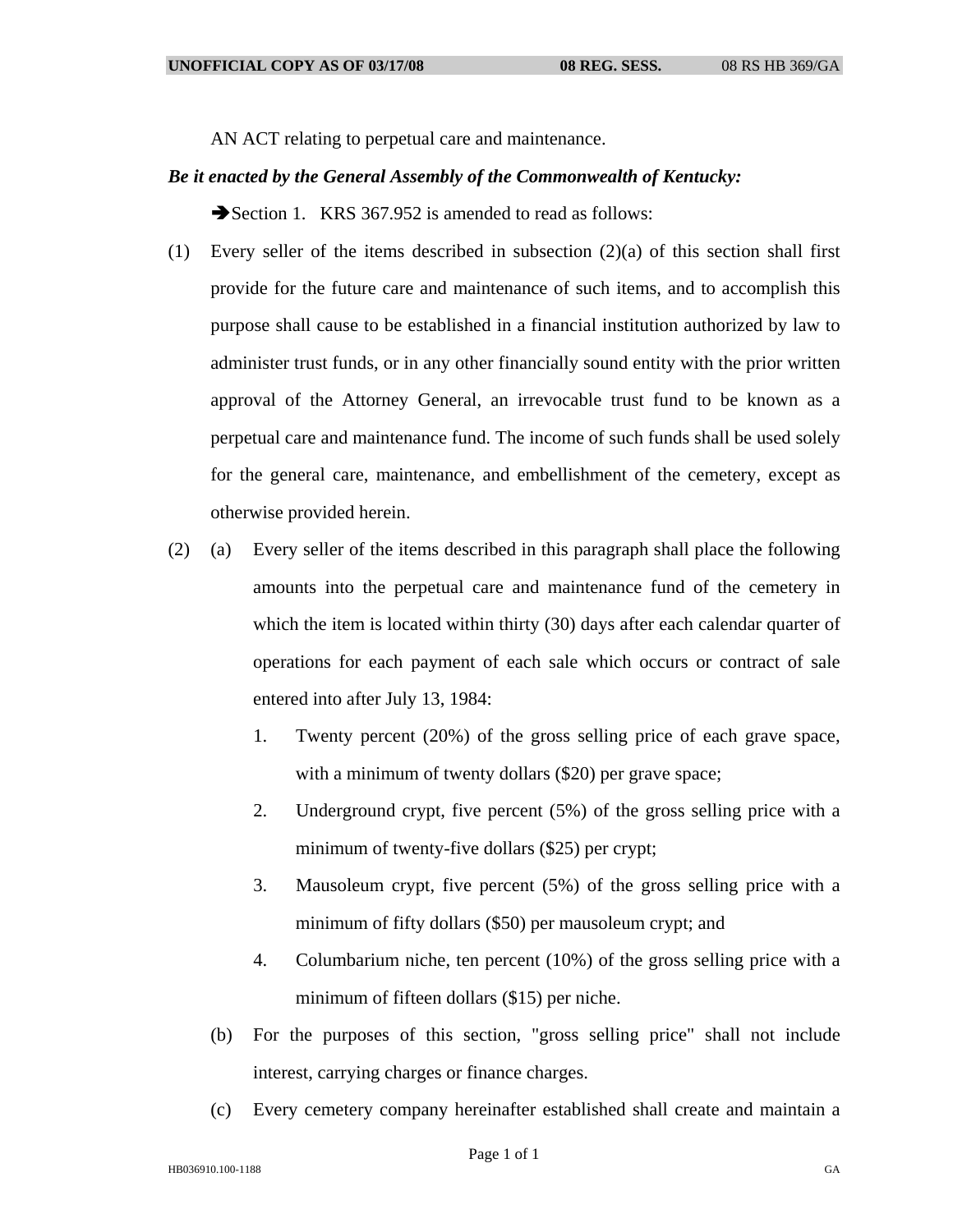AN ACT relating to perpetual care and maintenance.

***Be it enacted by the General Assembly of the Commonwealth of Kentucky:***

➔Section 1. KRS 367.952 is amended to read as follows:

(1) Every seller of the items described in subsection (2)(a) of this section shall first provide for the future care and maintenance of such items, and to accomplish this purpose shall cause to be established in a financial institution authorized by law to administer trust funds, or in any other financially sound entity with the prior written approval of the Attorney General, an irrevocable trust fund to be known as a perpetual care and maintenance fund. The income of such funds shall be used solely for the general care, maintenance, and embellishment of the cemetery, except as otherwise provided herein.

(2) (a) Every seller of the items described in this paragraph shall place the following amounts into the perpetual care and maintenance fund of the cemetery in which the item is located within thirty (30) days after each calendar quarter of operations for each payment of each sale which occurs or contract of sale entered into after July 13, 1984:

1. Twenty percent (20%) of the gross selling price of each grave space, with a minimum of twenty dollars ($20) per grave space;
2. Underground crypt, five percent (5%) of the gross selling price with a minimum of twenty-five dollars ($25) per crypt;
3. Mausoleum crypt, five percent (5%) of the gross selling price with a minimum of fifty dollars ($50) per mausoleum crypt; and
4. Columbarium niche, ten percent (10%) of the gross selling price with a minimum of fifteen dollars ($15) per niche.

(b) For the purposes of this section, "gross selling price" shall not include interest, carrying charges or finance charges.

(c) Every cemetery company hereinafter established shall create and maintain a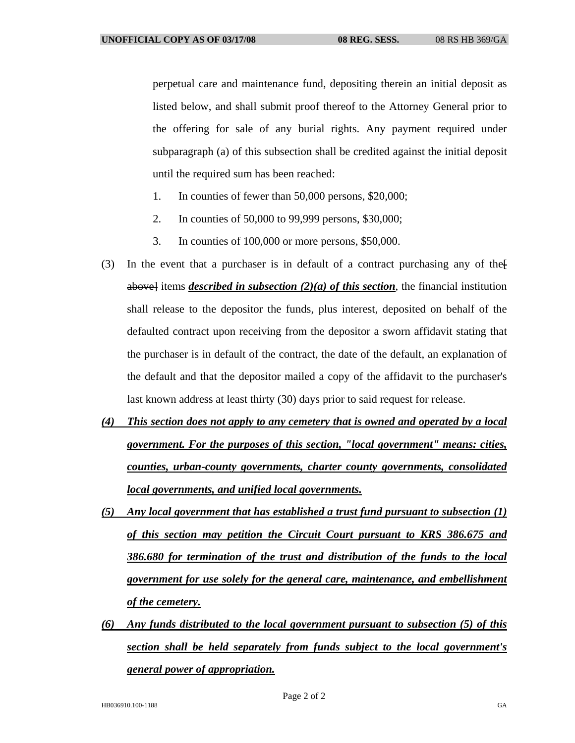perpetual care and maintenance fund, depositing therein an initial deposit as listed below, and shall submit proof thereof to the Attorney General prior to the offering for sale of any burial rights. Any payment required under subparagraph (a) of this subsection shall be credited against the initial deposit until the required sum has been reached:

1. In counties of fewer than 50,000 persons, $20,000;
2. In counties of 50,000 to 99,999 persons, $30,000;
3. In counties of 100,000 or more persons, $50,000.

(3) In the event that a purchaser is in default of a contract purchasing any of the~~[ above]~~ items ***described in subsection (2)(a) of this section***, the financial institution shall release to the depositor the funds, plus interest, deposited on behalf of the defaulted contract upon receiving from the depositor a sworn affidavit stating that the purchaser is in default of the contract, the date of the default, an explanation of the default and that the depositor mailed a copy of the affidavit to the purchaser's last known address at least thirty (30) days prior to said request for release.

***(4) This section does not apply to any cemetery that is owned and operated by a local government. For the purposes of this section, "local government" means: cities, counties, urban-county governments, charter county governments, consolidated local governments, and unified local governments.***

***(5) Any local government that has established a trust fund pursuant to subsection (1) of this section may petition the Circuit Court pursuant to KRS 386.675 and 386.680 for termination of the trust and distribution of the funds to the local government for use solely for the general care, maintenance, and embellishment of the cemetery.***

***(6) Any funds distributed to the local government pursuant to subsection (5) of this section shall be held separately from funds subject to the local government's general power of appropriation.***